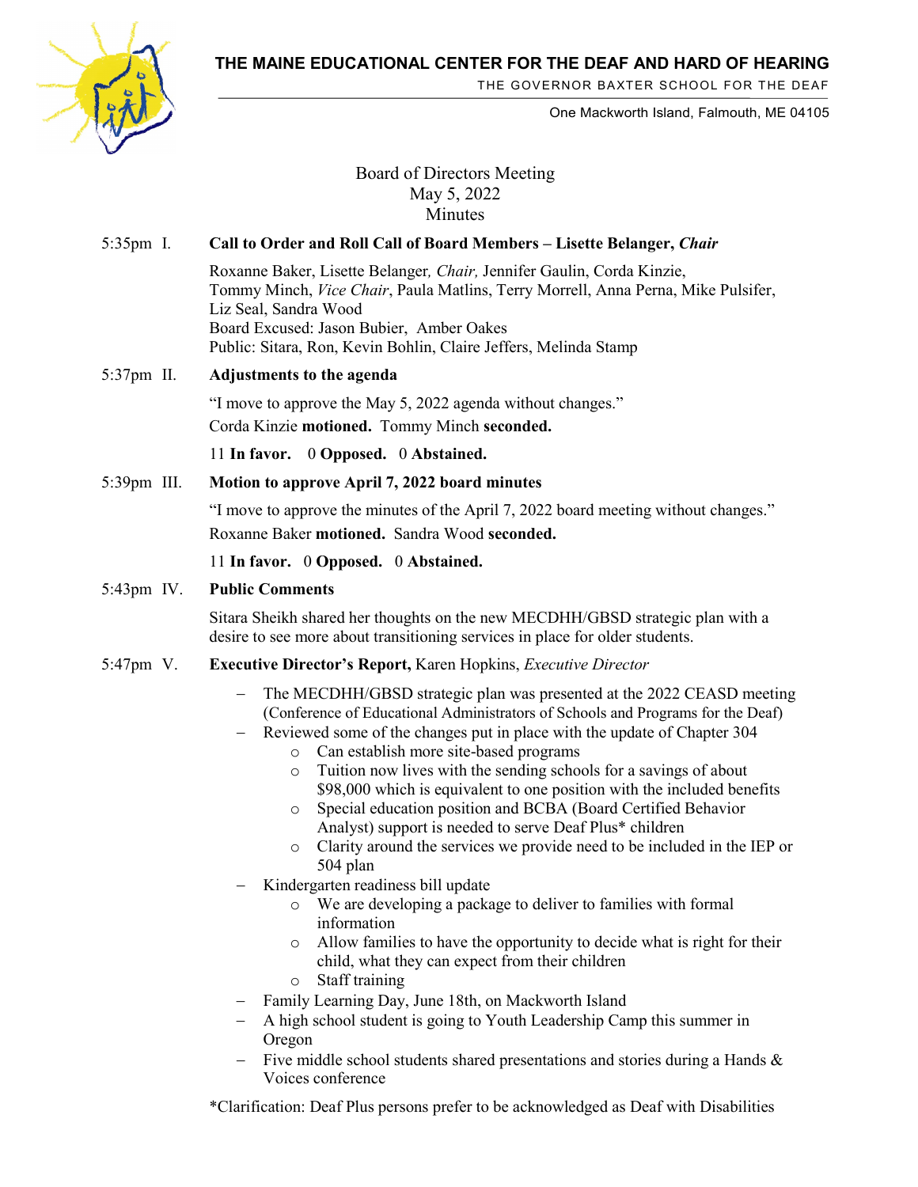# THE MAINE EDUCATIONAL CENTER FOR THE DEAF AND HARD OF HEARING

THE GOVERNOR BAXTER SCHOOL FOR THE DEAF

One Mackworth Island, Falmouth, ME 04105

## Board of Directors Meeting
## May 5, 2022
## Minutes

5:35pm I. **Call to Order and Roll Call of Board Members – Lisette Belanger, *Chair***

Roxanne Baker, Lisette Belanger*, Chair,* Jennifer Gaulin, Corda Kinzie, Tommy Minch, *Vice Chair*, Paula Matlins, Terry Morrell, Anna Perna, Mike Pulsifer, Liz Seal, Sandra Wood
Board Excused: Jason Bubier, Amber Oakes
Public: Sitara, Ron, Kevin Bohlin, Claire Jeffers, Melinda Stamp

5:37pm II. **Adjustments to the agenda**

"I move to approve the May 5, 2022 agenda without changes."
Corda Kinzie **motioned.** Tommy Minch **seconded.**

11 **In favor.** 0 **Opposed.** 0 **Abstained.**

5:39pm III. **Motion to approve April 7, 2022 board minutes**

"I move to approve the minutes of the April 7, 2022 board meeting without changes."
Roxanne Baker **motioned.** Sandra Wood **seconded.**

11 **In favor.** 0 **Opposed.** 0 **Abstained.**

5:43pm IV. **Public Comments**

Sitara Sheikh shared her thoughts on the new MECDHH/GBSD strategic plan with a desire to see more about transitioning services in place for older students.

5:47pm V. **Executive Director's Report,** Karen Hopkins, *Executive Director*

- The MECDHH/GBSD strategic plan was presented at the 2022 CEASD meeting (Conference of Educational Administrators of Schools and Programs for the Deaf)
- Reviewed some of the changes put in place with the update of Chapter 304
  - Can establish more site-based programs
  - Tuition now lives with the sending schools for a savings of about $98,000 which is equivalent to one position with the included benefits
  - Special education position and BCBA (Board Certified Behavior Analyst) support is needed to serve Deaf Plus* children
  - Clarity around the services we provide need to be included in the IEP or 504 plan
- Kindergarten readiness bill update
  - We are developing a package to deliver to families with formal information
  - Allow families to have the opportunity to decide what is right for their child, what they can expect from their children
  - Staff training
- Family Learning Day, June 18th, on Mackworth Island
- A high school student is going to Youth Leadership Camp this summer in Oregon
- Five middle school students shared presentations and stories during a Hands & Voices conference

*Clarification: Deaf Plus persons prefer to be acknowledged as Deaf with Disabilities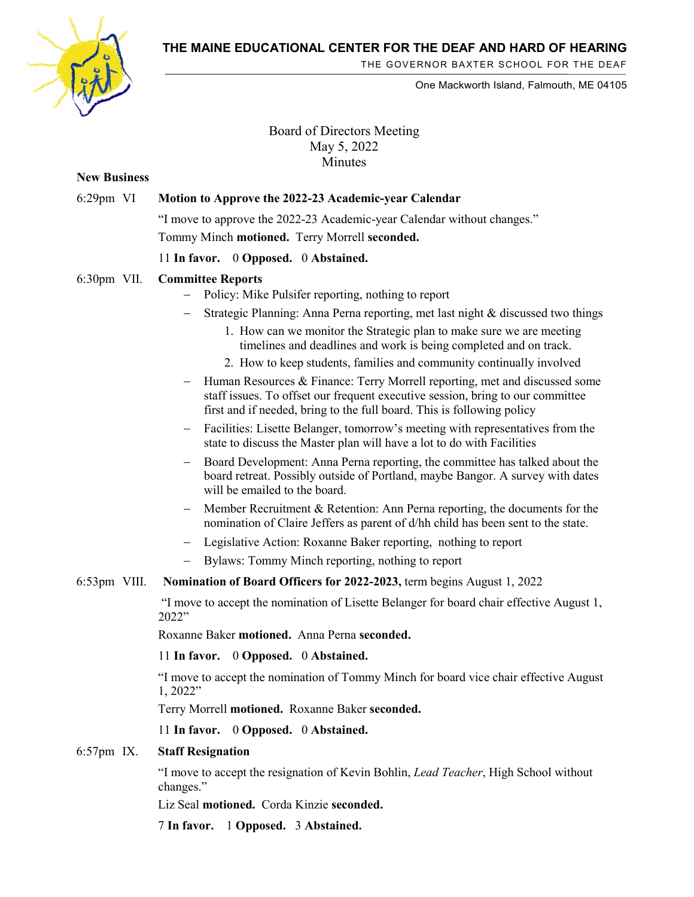THE MAINE EDUCATIONAL CENTER FOR THE DEAF AND HARD OF HEARING
THE GOVERNOR BAXTER SCHOOL FOR THE DEAF
One Mackworth Island, Falmouth, ME 04105

Board of Directors Meeting
May 5, 2022
Minutes

**New Business**

6:29pm VI **Motion to Approve the 2022-23 Academic-year Calendar**

"I move to approve the 2022-23 Academic-year Calendar without changes."

Tommy Minch **motioned.** Terry Morrell **seconded.**

11 **In favor.** 0 **Opposed.** 0 **Abstained.**

6:30pm VII. **Committee Reports**

- Policy: Mike Pulsifer reporting, nothing to report
- Strategic Planning: Anna Perna reporting, met last night & discussed two things
  1. How can we monitor the Strategic plan to make sure we are meeting timelines and deadlines and work is being completed and on track.
  2. How to keep students, families and community continually involved
- Human Resources & Finance: Terry Morrell reporting, met and discussed some staff issues. To offset our frequent executive session, bring to our committee first and if needed, bring to the full board. This is following policy
- Facilities: Lisette Belanger, tomorrow's meeting with representatives from the state to discuss the Master plan will have a lot to do with Facilities
- Board Development: Anna Perna reporting, the committee has talked about the board retreat. Possibly outside of Portland, maybe Bangor. A survey with dates will be emailed to the board.
- Member Recruitment & Retention: Ann Perna reporting, the documents for the nomination of Claire Jeffers as parent of d/hh child has been sent to the state.
- Legislative Action: Roxanne Baker reporting, nothing to report
- Bylaws: Tommy Minch reporting, nothing to report

6:53pm VIII. **Nomination of Board Officers for 2022-2023,** term begins August 1, 2022

"I move to accept the nomination of Lisette Belanger for board chair effective August 1, 2022"

Roxanne Baker **motioned.** Anna Perna **seconded.**

11 **In favor.** 0 **Opposed.** 0 **Abstained.**

"I move to accept the nomination of Tommy Minch for board vice chair effective August 1, 2022"

Terry Morrell **motioned.** Roxanne Baker **seconded.**

11 **In favor.** 0 **Opposed.** 0 **Abstained.**

6:57pm IX. **Staff Resignation**

"I move to accept the resignation of Kevin Bohlin, *Lead Teacher*, High School without changes."

Liz Seal **motioned.** Corda Kinzie **seconded.**

7 **In favor.** 1 **Opposed.** 3 **Abstained.**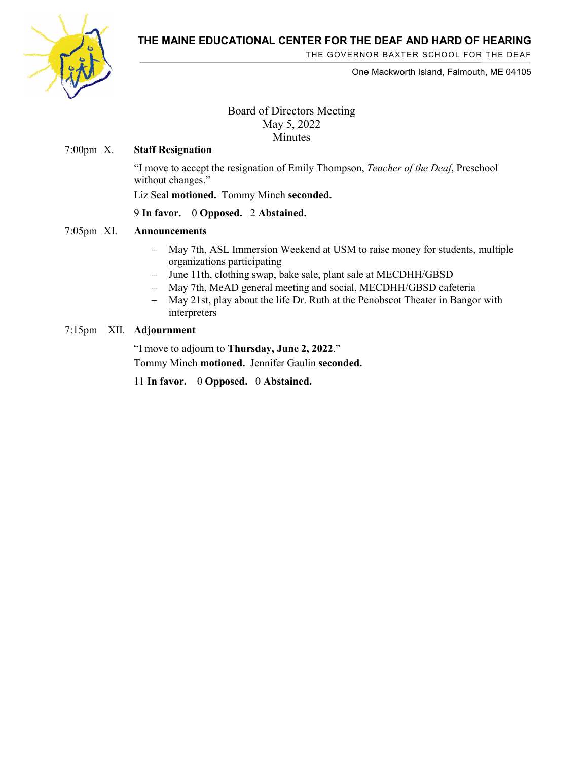**THE MAINE EDUCATIONAL CENTER FOR THE DEAF AND HARD OF HEARING**

THE GOVERNOR BAXTER SCHOOL FOR THE DEAF

One Mackworth Island, Falmouth, ME 04105

Board of Directors Meeting
May 5, 2022
Minutes

7:00pm X. **Staff Resignation**

"I move to accept the resignation of Emily Thompson, *Teacher of the Deaf*, Preschool without changes."

Liz Seal **motioned.** Tommy Minch **seconded.**

9 **In favor.** 0 **Opposed.** 2 **Abstained.**

7:05pm XI. **Announcements**

- May 7th, ASL Immersion Weekend at USM to raise money for students, multiple organizations participating
- June 11th, clothing swap, bake sale, plant sale at MECDHH/GBSD
- May 7th, MeAD general meeting and social, MECDHH/GBSD cafeteria
- May 21st, play about the life Dr. Ruth at the Penobscot Theater in Bangor with interpreters

7:15pm XII. **Adjournment**

"I move to adjourn to **Thursday, June 2, 2022**."

Tommy Minch **motioned.** Jennifer Gaulin **seconded.**

11 **In favor.** 0 **Opposed.** 0 **Abstained.**